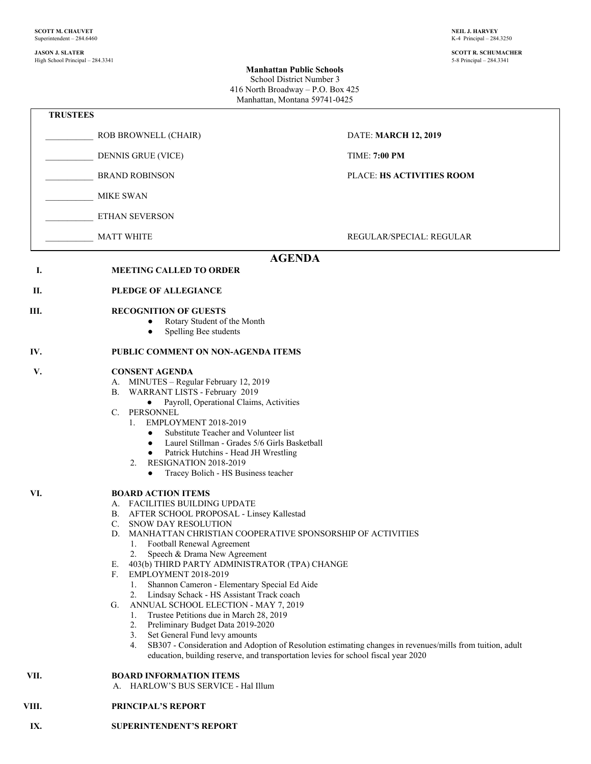**SCOTT M. CHAUVET**
Superintendent – 284.6460

**NEIL J. HARVEY**
K-4 Principal – 284.3250

**JASON J. SLATER**
High School Principal – 284.3341

**SCOTT R. SCHUMACHER**
5-8 Principal – 284.3341

**Manhattan Public Schools**
School District Number 3
416 North Broadway – P.O. Box 425
Manhattan, Montana 59741-0425

| **TRUSTEES** | |
|---|---|
| ___________ ROB BROWNELL (CHAIR) | DATE: **MARCH 12, 2019** |
| ___________ DENNIS GRUE (VICE) | TIME: **7:00 PM** |
| ___________ BRAND ROBINSON | PLACE: **HS ACTIVITIES ROOM** |
| ___________ MIKE SWAN | |
| ___________ ETHAN SEVERSON | |
| ___________ MATT WHITE | REGULAR/SPECIAL: REGULAR |

# AGENDA

**I. MEETING CALLED TO ORDER**

**II. PLEDGE OF ALLEGIANCE**

**III. RECOGNITION OF GUESTS**
- Rotary Student of the Month
- Spelling Bee students

**IV. PUBLIC COMMENT ON NON-AGENDA ITEMS**

**V. CONSENT AGENDA**

A. MINUTES – Regular February 12, 2019

B. WARRANT LISTS - February 2019
- Payroll, Operational Claims, Activities

C. PERSONNEL
1. EMPLOYMENT 2018-2019
   - Substitute Teacher and Volunteer list
   - Laurel Stillman - Grades 5/6 Girls Basketball
   - Patrick Hutchins - Head JH Wrestling
2. RESIGNATION 2018-2019
   - Tracey Bolich - HS Business teacher

**VI. BOARD ACTION ITEMS**

A. FACILITIES BUILDING UPDATE

B. AFTER SCHOOL PROPOSAL - Linsey Kallestad

C. SNOW DAY RESOLUTION

D. MANHATTAN CHRISTIAN COOPERATIVE SPONSORSHIP OF ACTIVITIES
1. Football Renewal Agreement
2. Speech & Drama New Agreement

E. 403(b) THIRD PARTY ADMINISTRATOR (TPA) CHANGE

F. EMPLOYMENT 2018-2019
1. Shannon Cameron - Elementary Special Ed Aide
2. Lindsay Schack - HS Assistant Track coach

G. ANNUAL SCHOOL ELECTION - MAY 7, 2019
1. Trustee Petitions due in March 28, 2019
2. Preliminary Budget Data 2019-2020
3. Set General Fund levy amounts
4. SB307 - Consideration and Adoption of Resolution estimating changes in revenues/mills from tuition, adult education, building reserve, and transportation levies for school fiscal year 2020

**VII. BOARD INFORMATION ITEMS**

A. HARLOW'S BUS SERVICE - Hal Illum

**VIII. PRINCIPAL'S REPORT**

**IX. SUPERINTENDENT'S REPORT**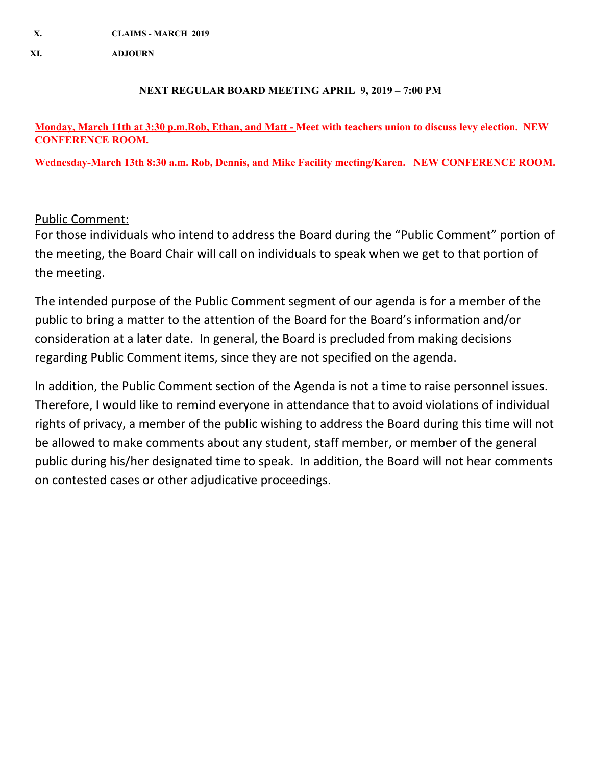**X. CLAIMS - MARCH 2019**

**XI. ADJOURN**

**NEXT REGULAR BOARD MEETING APRIL 9, 2019 – 7:00 PM**

**Monday, March 11th at 3:30 p.m.Rob, Ethan, and Matt - Meet with teachers union to discuss levy election. NEW CONFERENCE ROOM.**

**Wednesday-March 13th 8:30 a.m. Rob, Dennis, and Mike Facility meeting/Karen. NEW CONFERENCE ROOM.**

Public Comment:

For those individuals who intend to address the Board during the "Public Comment" portion of the meeting, the Board Chair will call on individuals to speak when we get to that portion of the meeting.

The intended purpose of the Public Comment segment of our agenda is for a member of the public to bring a matter to the attention of the Board for the Board's information and/or consideration at a later date. In general, the Board is precluded from making decisions regarding Public Comment items, since they are not specified on the agenda.

In addition, the Public Comment section of the Agenda is not a time to raise personnel issues. Therefore, I would like to remind everyone in attendance that to avoid violations of individual rights of privacy, a member of the public wishing to address the Board during this time will not be allowed to make comments about any student, staff member, or member of the general public during his/her designated time to speak. In addition, the Board will not hear comments on contested cases or other adjudicative proceedings.